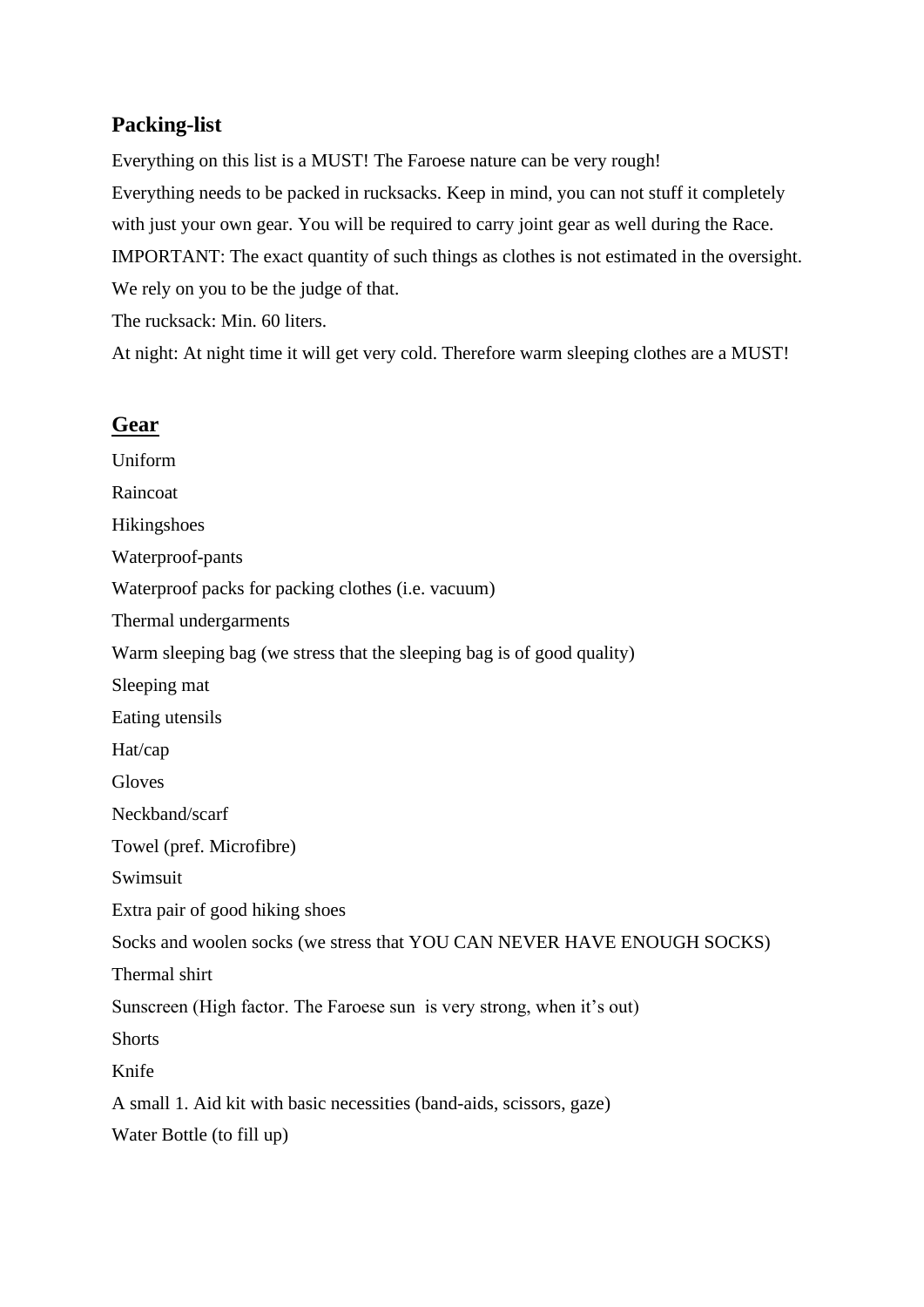## Packing-list

Everything on this list is a MUST! The Faroese nature can be very rough!

Everything needs to be packed in rucksacks. Keep in mind, you can not stuff it completely with just your own gear. You will be required to carry joint gear as well during the Race.

IMPORTANT: The exact quantity of such things as clothes is not estimated in the oversight. We rely on you to be the judge of that.

The rucksack: Min. 60 liters.

At night: At night time it will get very cold. Therefore warm sleeping clothes are a MUST!

## Gear

Uniform

Raincoat

Hikingshoes

Waterproof-pants

Waterproof packs for packing clothes (i.e. vacuum)

Thermal undergarments

Warm sleeping bag (we stress that the sleeping bag is of good quality)

Sleeping mat

Eating utensils

Hat/cap

Gloves

Neckband/scarf

Towel (pref. Microfibre)

Swimsuit

Extra pair of good hiking shoes

Socks and woolen socks (we stress that YOU CAN NEVER HAVE ENOUGH SOCKS)

Thermal shirt

Sunscreen (High factor. The Faroese sun is very strong, when it's out)

Shorts

Knife

A small 1. Aid kit with basic necessities (band-aids, scissors, gaze)

Water Bottle (to fill up)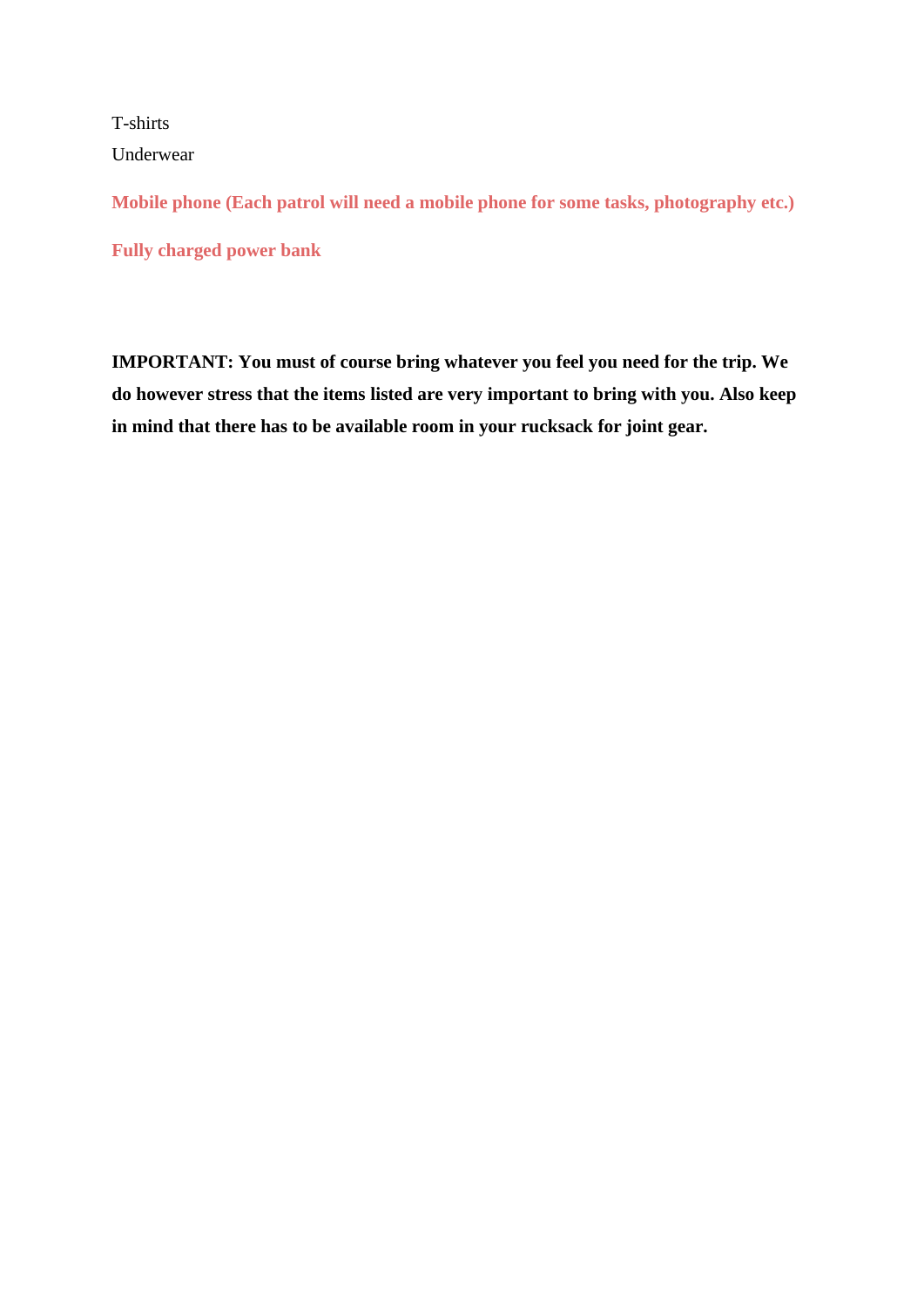T-shirts

Underwear

**Mobile phone (Each patrol will need a mobile phone for some tasks, photography etc.)**

**Fully charged power bank**

**IMPORTANT: You must of course bring whatever you feel you need for the trip. We do however stress that the items listed are very important to bring with you. Also keep in mind that there has to be available room in your rucksack for joint gear.**